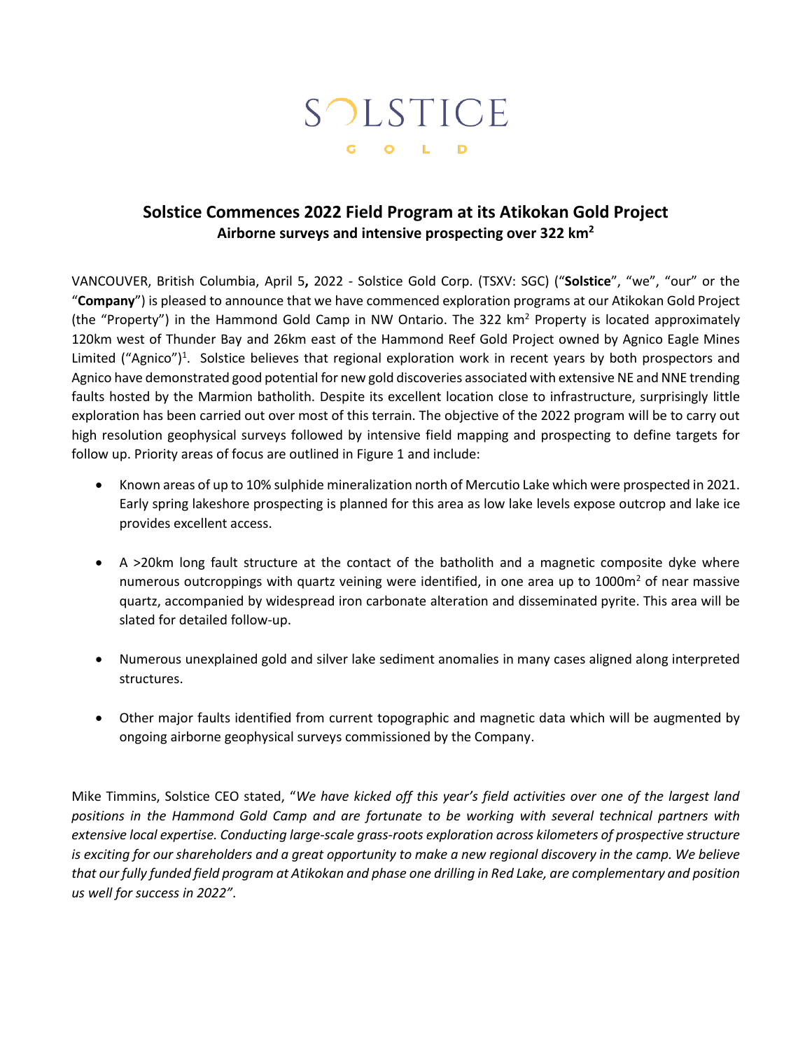SOLSTICE

GOLD

# Solstice Commences 2022 Field Program at its Atikokan Gold Project

**Airborne surveys and intensive prospecting over 322 km$^2$**

VANCOUVER, British Columbia, April 5**,** 2022 - Solstice Gold Corp. (TSXV: SGC) ("**Solstice**", "we", "our" or the "**Company**") is pleased to announce that we have commenced exploration programs at our Atikokan Gold Project (the "Property") in the Hammond Gold Camp in NW Ontario. The 322 km$^2$ Property is located approximately 120km west of Thunder Bay and 26km east of the Hammond Reef Gold Project owned by Agnico Eagle Mines Limited ("Agnico")[1]. Solstice believes that regional exploration work in recent years by both prospectors and Agnico have demonstrated good potential for new gold discoveries associated with extensive NE and NNE trending faults hosted by the Marmion batholith. Despite its excellent location close to infrastructure, surprisingly little exploration has been carried out over most of this terrain. The objective of the 2022 program will be to carry out high resolution geophysical surveys followed by intensive field mapping and prospecting to define targets for follow up. Priority areas of focus are outlined in Figure 1 and include:

- Known areas of up to 10% sulphide mineralization north of Mercutio Lake which were prospected in 2021. Early spring lakeshore prospecting is planned for this area as low lake levels expose outcrop and lake ice provides excellent access.

- A >20km long fault structure at the contact of the batholith and a magnetic composite dyke where numerous outcroppings with quartz veining were identified, in one area up to 1000m$^2$ of near massive quartz, accompanied by widespread iron carbonate alteration and disseminated pyrite. This area will be slated for detailed follow-up.

- Numerous unexplained gold and silver lake sediment anomalies in many cases aligned along interpreted structures.

- Other major faults identified from current topographic and magnetic data which will be augmented by ongoing airborne geophysical surveys commissioned by the Company.

Mike Timmins, Solstice CEO stated, "*We have kicked off this year's field activities over one of the largest land positions in the Hammond Gold Camp and are fortunate to be working with several technical partners with extensive local expertise. Conducting large-scale grass-roots exploration across kilometers of prospective structure is exciting for our shareholders and a great opportunity to make a new regional discovery in the camp. We believe that our fully funded field program at Atikokan and phase one drilling in Red Lake, are complementary and position us well for success in 2022"*.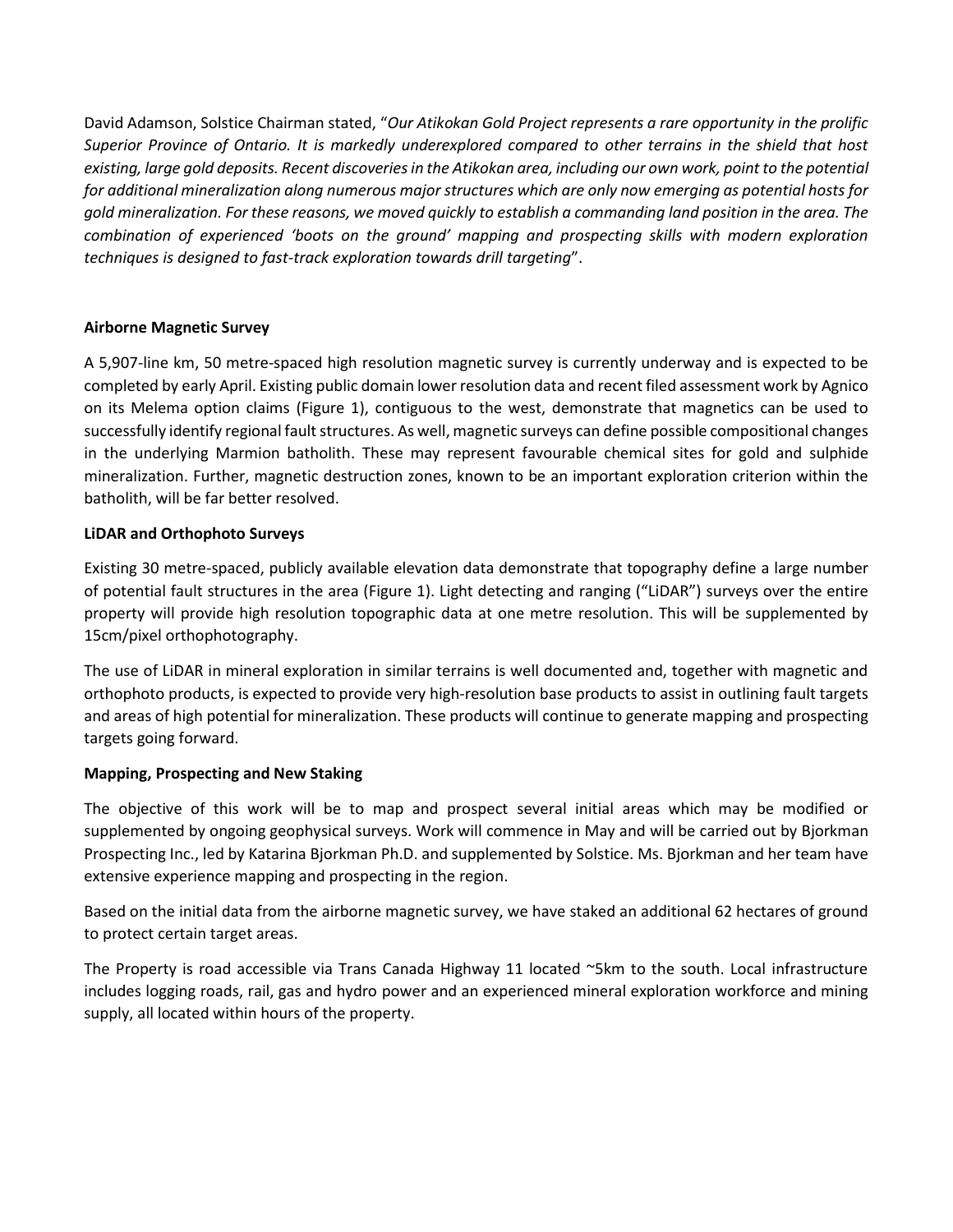David Adamson, Solstice Chairman stated, "*Our Atikokan Gold Project represents a rare opportunity in the prolific Superior Province of Ontario. It is markedly underexplored compared to other terrains in the shield that host existing, large gold deposits. Recent discoveries in the Atikokan area, including our own work, point to the potential for additional mineralization along numerous major structures which are only now emerging as potential hosts for gold mineralization. For these reasons, we moved quickly to establish a commanding land position in the area. The combination of experienced 'boots on the ground' mapping and prospecting skills with modern exploration techniques is designed to fast-track exploration towards drill targeting*".

**Airborne Magnetic Survey**

A 5,907-line km, 50 metre-spaced high resolution magnetic survey is currently underway and is expected to be completed by early April. Existing public domain lower resolution data and recent filed assessment work by Agnico on its Melema option claims (Figure 1), contiguous to the west, demonstrate that magnetics can be used to successfully identify regional fault structures. As well, magnetic surveys can define possible compositional changes in the underlying Marmion batholith. These may represent favourable chemical sites for gold and sulphide mineralization. Further, magnetic destruction zones, known to be an important exploration criterion within the batholith, will be far better resolved.

**LiDAR and Orthophoto Surveys**

Existing 30 metre-spaced, publicly available elevation data demonstrate that topography define a large number of potential fault structures in the area (Figure 1). Light detecting and ranging ("LiDAR") surveys over the entire property will provide high resolution topographic data at one metre resolution. This will be supplemented by 15cm/pixel orthophotography.

The use of LiDAR in mineral exploration in similar terrains is well documented and, together with magnetic and orthophoto products, is expected to provide very high-resolution base products to assist in outlining fault targets and areas of high potential for mineralization. These products will continue to generate mapping and prospecting targets going forward.

**Mapping, Prospecting and New Staking**

The objective of this work will be to map and prospect several initial areas which may be modified or supplemented by ongoing geophysical surveys. Work will commence in May and will be carried out by Bjorkman Prospecting Inc., led by Katarina Bjorkman Ph.D. and supplemented by Solstice. Ms. Bjorkman and her team have extensive experience mapping and prospecting in the region.

Based on the initial data from the airborne magnetic survey, we have staked an additional 62 hectares of ground to protect certain target areas.

The Property is road accessible via Trans Canada Highway 11 located ~5km to the south. Local infrastructure includes logging roads, rail, gas and hydro power and an experienced mineral exploration workforce and mining supply, all located within hours of the property.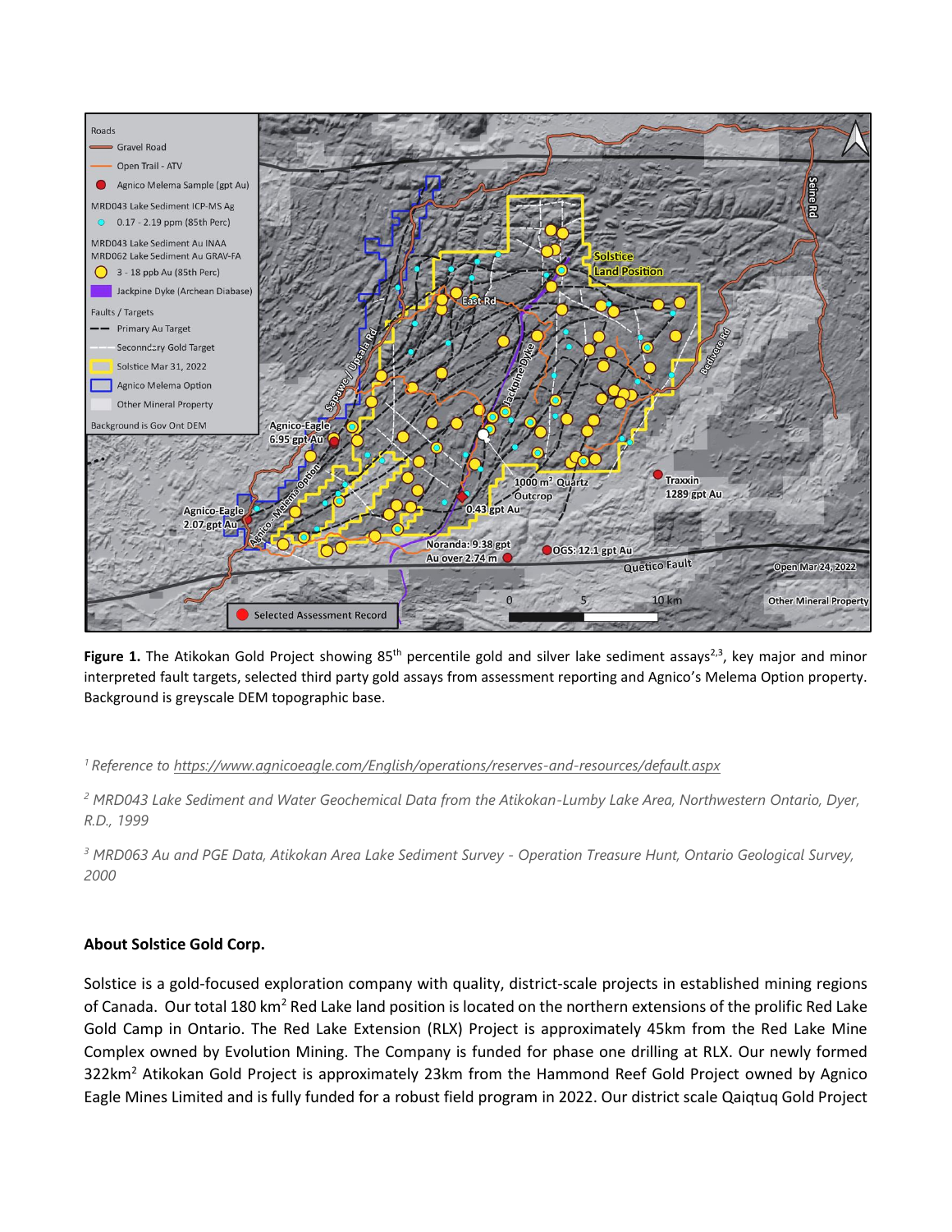**Figure 1.** The Atikokan Gold Project showing 85th percentile gold and silver lake sediment assays[2,3], key major and minor interpreted fault targets, selected third party gold assays from assessment reporting and Agnico's Melema Option property. Background is greyscale DEM topographic base.

*[1] Reference to https://www.agnicoeagle.com/English/operations/reserves-and-resources/default.aspx*

*[2] MRD043 Lake Sediment and Water Geochemical Data from the Atikokan-Lumby Lake Area, Northwestern Ontario, Dyer, R.D., 1999*

*[3] MRD063 Au and PGE Data, Atikokan Area Lake Sediment Survey - Operation Treasure Hunt, Ontario Geological Survey, 2000*

**About Solstice Gold Corp.**

Solstice is a gold-focused exploration company with quality, district-scale projects in established mining regions of Canada. Our total 180 km$^2$ Red Lake land position is located on the northern extensions of the prolific Red Lake Gold Camp in Ontario. The Red Lake Extension (RLX) Project is approximately 45km from the Red Lake Mine Complex owned by Evolution Mining. The Company is funded for phase one drilling at RLX. Our newly formed 322km$^2$ Atikokan Gold Project is approximately 23km from the Hammond Reef Gold Project owned by Agnico Eagle Mines Limited and is fully funded for a robust field program in 2022. Our district scale Qaiqtuq Gold Project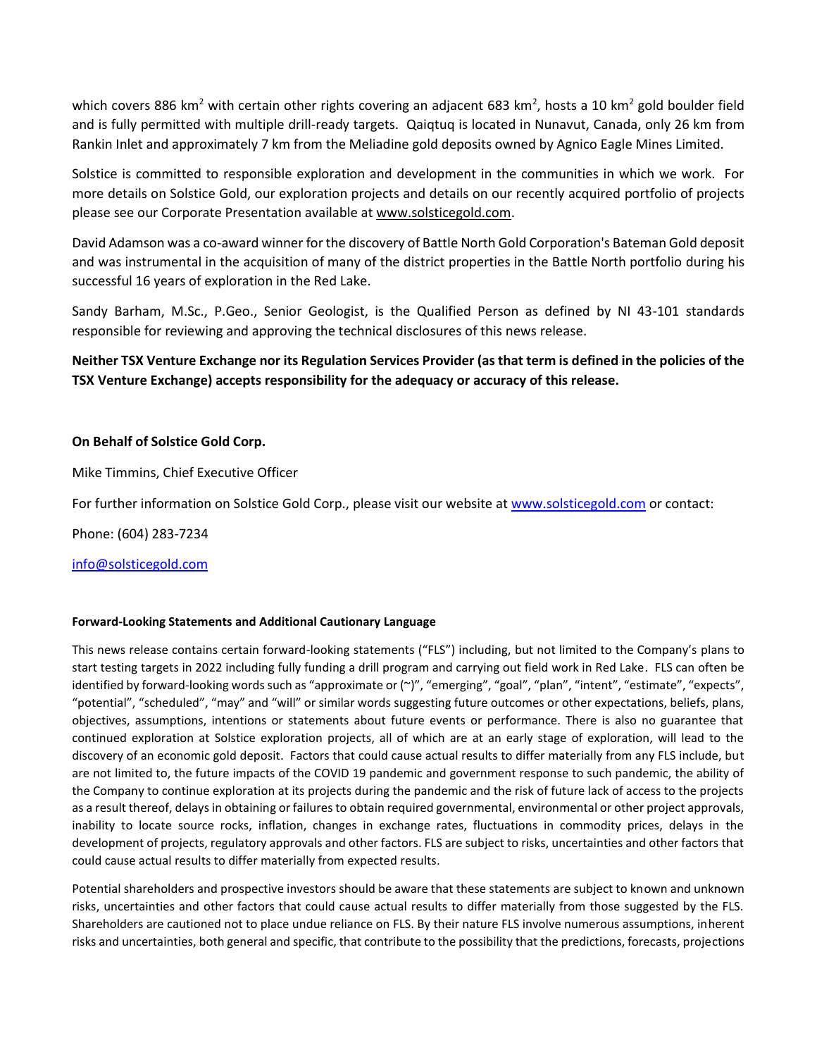which covers 886 km$^2$ with certain other rights covering an adjacent 683 km$^2$, hosts a 10 km$^2$ gold boulder field and is fully permitted with multiple drill-ready targets. Qaiqtuq is located in Nunavut, Canada, only 26 km from Rankin Inlet and approximately 7 km from the Meliadine gold deposits owned by Agnico Eagle Mines Limited.

Solstice is committed to responsible exploration and development in the communities in which we work. For more details on Solstice Gold, our exploration projects and details on our recently acquired portfolio of projects please see our Corporate Presentation available at www.solsticegold.com.

David Adamson was a co-award winner for the discovery of Battle North Gold Corporation's Bateman Gold deposit and was instrumental in the acquisition of many of the district properties in the Battle North portfolio during his successful 16 years of exploration in the Red Lake.

Sandy Barham, M.Sc., P.Geo., Senior Geologist, is the Qualified Person as defined by NI 43-101 standards responsible for reviewing and approving the technical disclosures of this news release.

**Neither TSX Venture Exchange nor its Regulation Services Provider (as that term is defined in the policies of the TSX Venture Exchange) accepts responsibility for the adequacy or accuracy of this release.**

**On Behalf of Solstice Gold Corp.**

Mike Timmins, Chief Executive Officer

For further information on Solstice Gold Corp., please visit our website at www.solsticegold.com or contact:

Phone: (604) 283-7234

info@solsticegold.com

**Forward-Looking Statements and Additional Cautionary Language**

This news release contains certain forward-looking statements ("FLS") including, but not limited to the Company's plans to start testing targets in 2022 including fully funding a drill program and carrying out field work in Red Lake. FLS can often be identified by forward-looking words such as "approximate or (~)", "emerging", "goal", "plan", "intent", "estimate", "expects", "potential", "scheduled", "may" and "will" or similar words suggesting future outcomes or other expectations, beliefs, plans, objectives, assumptions, intentions or statements about future events or performance. There is also no guarantee that continued exploration at Solstice exploration projects, all of which are at an early stage of exploration, will lead to the discovery of an economic gold deposit. Factors that could cause actual results to differ materially from any FLS include, but are not limited to, the future impacts of the COVID 19 pandemic and government response to such pandemic, the ability of the Company to continue exploration at its projects during the pandemic and the risk of future lack of access to the projects as a result thereof, delays in obtaining or failures to obtain required governmental, environmental or other project approvals, inability to locate source rocks, inflation, changes in exchange rates, fluctuations in commodity prices, delays in the development of projects, regulatory approvals and other factors. FLS are subject to risks, uncertainties and other factors that could cause actual results to differ materially from expected results.

Potential shareholders and prospective investors should be aware that these statements are subject to known and unknown risks, uncertainties and other factors that could cause actual results to differ materially from those suggested by the FLS. Shareholders are cautioned not to place undue reliance on FLS. By their nature FLS involve numerous assumptions, inherent risks and uncertainties, both general and specific, that contribute to the possibility that the predictions, forecasts, projections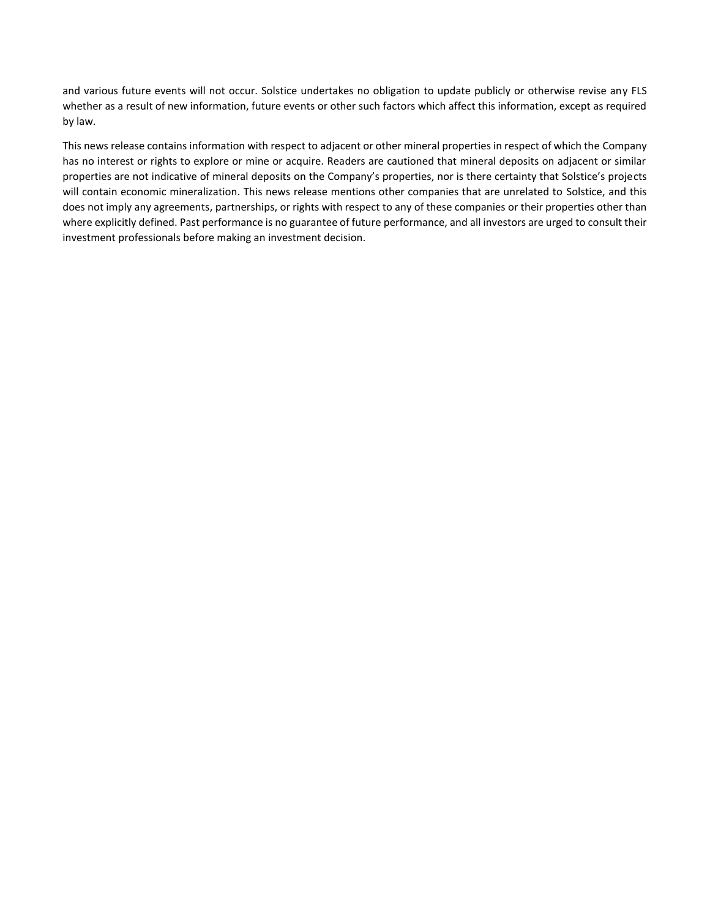and various future events will not occur. Solstice undertakes no obligation to update publicly or otherwise revise any FLS whether as a result of new information, future events or other such factors which affect this information, except as required by law.

This news release contains information with respect to adjacent or other mineral properties in respect of which the Company has no interest or rights to explore or mine or acquire. Readers are cautioned that mineral deposits on adjacent or similar properties are not indicative of mineral deposits on the Company's properties, nor is there certainty that Solstice's projects will contain economic mineralization. This news release mentions other companies that are unrelated to Solstice, and this does not imply any agreements, partnerships, or rights with respect to any of these companies or their properties other than where explicitly defined. Past performance is no guarantee of future performance, and all investors are urged to consult their investment professionals before making an investment decision.